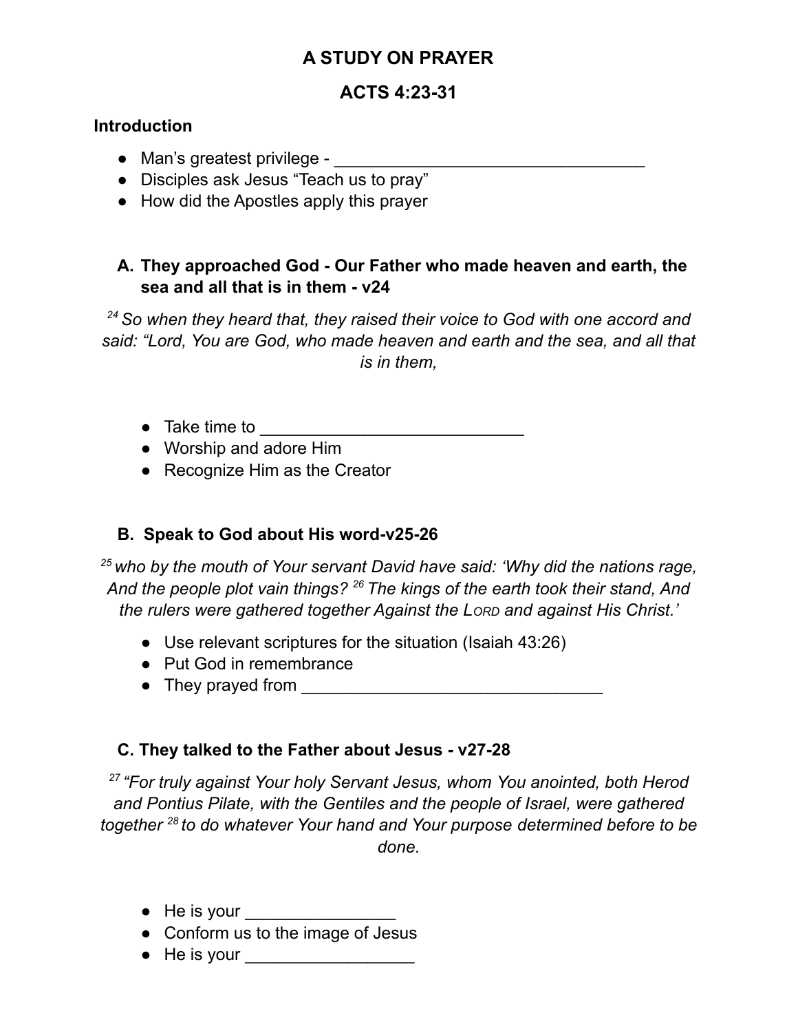# A STUDY ON PRAYER

## ACTS 4:23-31

**Introduction**

- Man's greatest privilege - ________________________________
- Disciples ask Jesus "Teach us to pray"
- How did the Apostles apply this prayer

### A. They approached God - Our Father who made heaven and earth, the sea and all that is in them - v24

*[24] So when they heard that, they raised their voice to God with one accord and said: "Lord, You are God, who made heaven and earth and the sea, and all that is in them,*

- Take time to ____________________________
- Worship and adore Him
- Recognize Him as the Creator

### B. Speak to God about His word-v25-26

*[25] who by the mouth of Your servant David have said: 'Why did the nations rage, And the people plot vain things? [26] The kings of the earth took their stand, And the rulers were gathered together Against the LORD and against His Christ.'*

- Use relevant scriptures for the situation (Isaiah 43:26)
- Put God in remembrance
- They prayed from ________________________________

### C. They talked to the Father about Jesus - v27-28

*[27] "For truly against Your holy Servant Jesus, whom You anointed, both Herod and Pontius Pilate, with the Gentiles and the people of Israel, were gathered together [28] to do whatever Your hand and Your purpose determined before to be done.*

- He is your ________________
- Conform us to the image of Jesus
- He is your __________________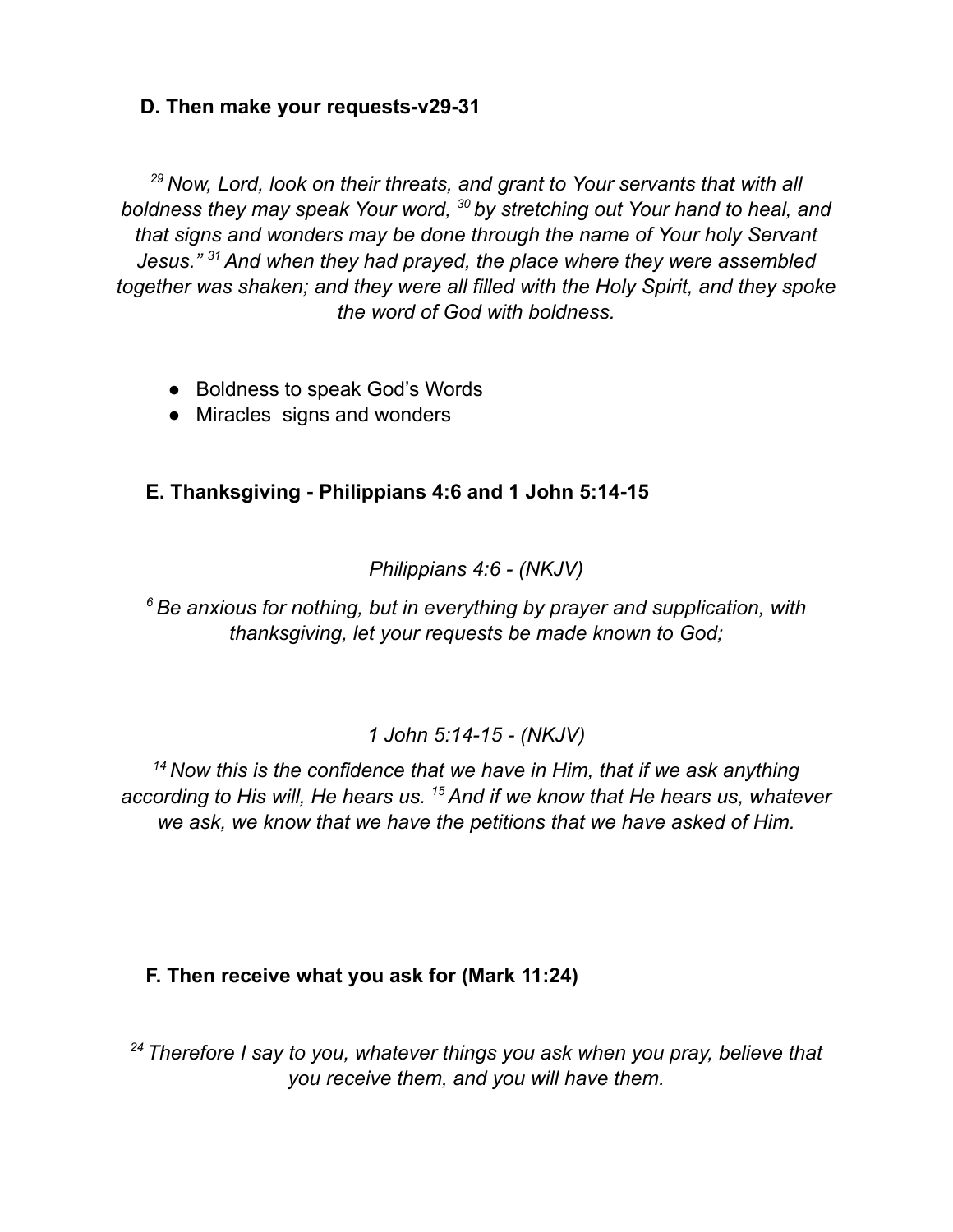### D. Then make your requests-v29-31

*[29] Now, Lord, look on their threats, and grant to Your servants that with all boldness they may speak Your word, [30] by stretching out Your hand to heal, and that signs and wonders may be done through the name of Your holy Servant Jesus." [31] And when they had prayed, the place where they were assembled together was shaken; and they were all filled with the Holy Spirit, and they spoke the word of God with boldness.*

- Boldness to speak God's Words
- Miracles  signs and wonders

### E. Thanksgiving - Philippians 4:6 and 1 John 5:14-15

*Philippians 4:6 - (NKJV)*

*[6] Be anxious for nothing, but in everything by prayer and supplication, with thanksgiving, let your requests be made known to God;*

*1 John 5:14-15 - (NKJV)*

*[14] Now this is the confidence that we have in Him, that if we ask anything according to His will, He hears us. [15] And if we know that He hears us, whatever we ask, we know that we have the petitions that we have asked of Him.*

### F. Then receive what you ask for (Mark 11:24)

*[24] Therefore I say to you, whatever things you ask when you pray, believe that you receive them, and you will have them.*